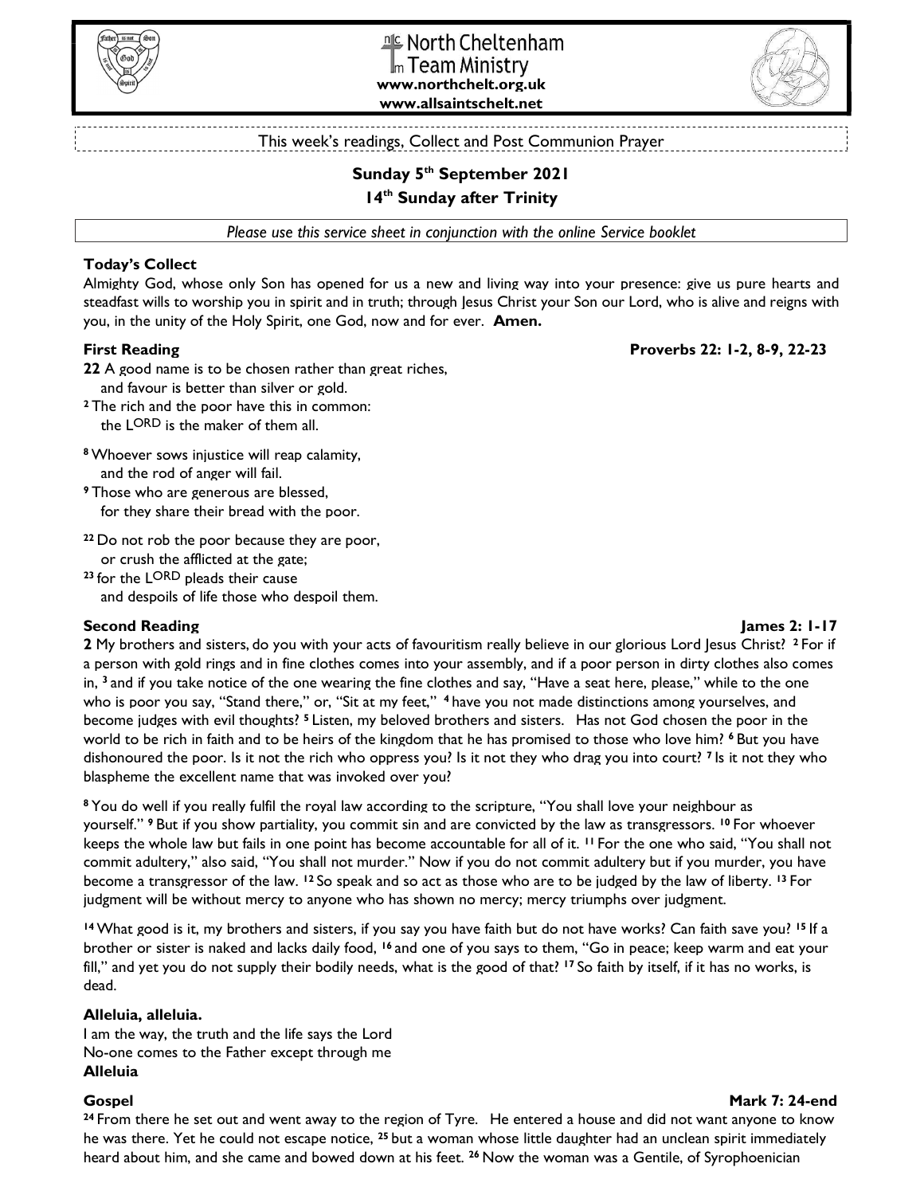North Cheltenham Team Ministry
**www.northchelt.org.uk**
**www.allsaintschelt.net**

This week's readings, Collect and Post Communion Prayer

## Sunday 5th September 2021
## 14th Sunday after Trinity

*Please use this service sheet in conjunction with the online Service booklet*

**Today's Collect**

Almighty God, whose only Son has opened for us a new and living way into your presence: give us pure hearts and steadfast wills to worship you in spirit and in truth; through Jesus Christ your Son our Lord, who is alive and reigns with you, in the unity of the Holy Spirit, one God, now and for ever. **Amen.**

**First Reading** **Proverbs 22: 1-2, 8-9, 22-23**

**22** A good name is to be chosen rather than great riches,
and favour is better than silver or gold.
[2] The rich and the poor have this in common:
the LORD is the maker of them all.

[8] Whoever sows injustice will reap calamity,
and the rod of anger will fail.
[9] Those who are generous are blessed,
for they share their bread with the poor.

[22] Do not rob the poor because they are poor,
or crush the afflicted at the gate;
[23] for the LORD pleads their cause
and despoils of life those who despoil them.

**Second Reading** **James 2: 1-17**

**2** My brothers and sisters, do you with your acts of favouritism really believe in our glorious Lord Jesus Christ? [2] For if a person with gold rings and in fine clothes comes into your assembly, and if a poor person in dirty clothes also comes in, [3] and if you take notice of the one wearing the fine clothes and say, "Have a seat here, please," while to the one who is poor you say, "Stand there," or, "Sit at my feet," [4] have you not made distinctions among yourselves, and become judges with evil thoughts? [5] Listen, my beloved brothers and sisters. Has not God chosen the poor in the world to be rich in faith and to be heirs of the kingdom that he has promised to those who love him? [6] But you have dishonoured the poor. Is it not the rich who oppress you? Is it not they who drag you into court? [7] Is it not they who blaspheme the excellent name that was invoked over you?

[8] You do well if you really fulfil the royal law according to the scripture, "You shall love your neighbour as yourself." [9] But if you show partiality, you commit sin and are convicted by the law as transgressors. [10] For whoever keeps the whole law but fails in one point has become accountable for all of it. [11] For the one who said, "You shall not commit adultery," also said, "You shall not murder." Now if you do not commit adultery but if you murder, you have become a transgressor of the law. [12] So speak and so act as those who are to be judged by the law of liberty. [13] For judgment will be without mercy to anyone who has shown no mercy; mercy triumphs over judgment.

[14] What good is it, my brothers and sisters, if you say you have faith but do not have works? Can faith save you? [15] If a brother or sister is naked and lacks daily food, [16] and one of you says to them, "Go in peace; keep warm and eat your fill," and yet you do not supply their bodily needs, what is the good of that? [17] So faith by itself, if it has no works, is dead.

**Alleluia, alleluia.**
I am the way, the truth and the life says the Lord
No-one comes to the Father except through me
**Alleluia**

**Gospel** **Mark 7: 24-end**

[24] From there he set out and went away to the region of Tyre. He entered a house and did not want anyone to know he was there. Yet he could not escape notice, [25] but a woman whose little daughter had an unclean spirit immediately heard about him, and she came and bowed down at his feet. [26] Now the woman was a Gentile, of Syrophoenician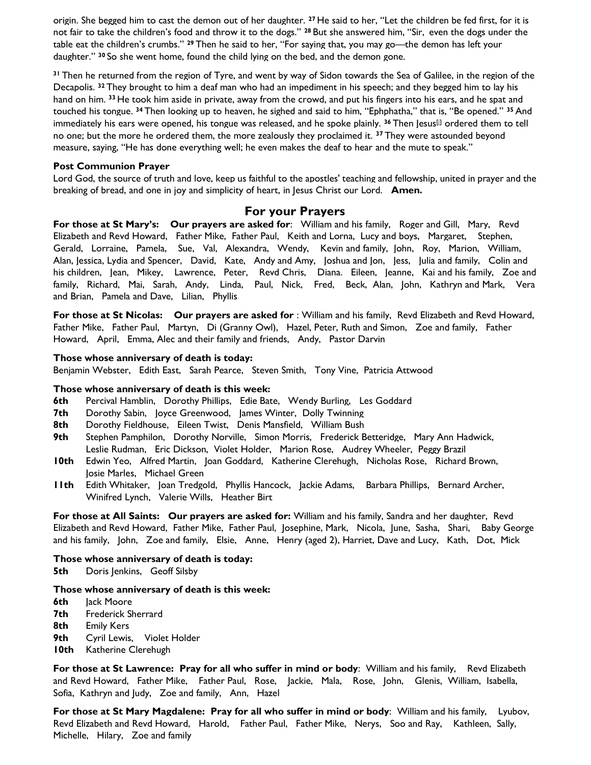origin. She begged him to cast the demon out of her daughter. 27 He said to her, "Let the children be fed first, for it is not fair to take the children's food and throw it to the dogs." 28 But she answered him, "Sir, even the dogs under the table eat the children's crumbs." 29 Then he said to her, "For saying that, you may go—the demon has left your daughter." 30 So she went home, found the child lying on the bed, and the demon gone.

31 Then he returned from the region of Tyre, and went by way of Sidon towards the Sea of Galilee, in the region of the Decapolis. 32 They brought to him a deaf man who had an impediment in his speech; and they begged him to lay his hand on him. 33 He took him aside in private, away from the crowd, and put his fingers into his ears, and he spat and touched his tongue. 34 Then looking up to heaven, he sighed and said to him, "Ephphatha," that is, "Be opened." 35 And immediately his ears were opened, his tongue was released, and he spoke plainly. 36 Then Jesus[j] ordered them to tell no one; but the more he ordered them, the more zealously they proclaimed it. 37 They were astounded beyond measure, saying, "He has done everything well; he even makes the deaf to hear and the mute to speak."

**Post Communion Prayer**

Lord God, the source of truth and love, keep us faithful to the apostles' teaching and fellowship, united in prayer and the breaking of bread, and one in joy and simplicity of heart, in Jesus Christ our Lord. **Amen.**

## For your Prayers

**For those at St Mary's: Our prayers are asked for**: William and his family, Roger and Gill, Mary, Revd Elizabeth and Revd Howard, Father Mike, Father Paul, Keith and Lorna, Lucy and boys, Margaret, Stephen, Gerald, Lorraine, Pamela, Sue, Val, Alexandra, Wendy, Kevin and family, John, Roy, Marion, William, Alan, Jessica, Lydia and Spencer, David, Kate, Andy and Amy, Joshua and Jon, Jess, Julia and family, Colin and his children, Jean, Mikey, Lawrence, Peter, Revd Chris, Diana. Eileen, Jeanne, Kai and his family, Zoe and family, Richard, Mai, Sarah, Andy, Linda, Paul, Nick, Fred, Beck, Alan, John, Kathryn and Mark, Vera and Brian, Pamela and Dave, Lilian, Phyllis

**For those at St Nicolas: Our prayers are asked for** : William and his family, Revd Elizabeth and Revd Howard, Father Mike, Father Paul, Martyn, Di (Granny Owl), Hazel, Peter, Ruth and Simon, Zoe and family, Father Howard, April, Emma, Alec and their family and friends, Andy, Pastor Darvin

**Those whose anniversary of death is today:**

Benjamin Webster, Edith East, Sarah Pearce, Steven Smith, Tony Vine, Patricia Attwood

**Those whose anniversary of death is this week:**

**6th** Percival Hamblin, Dorothy Phillips, Edie Bate, Wendy Burling, Les Goddard
**7th** Dorothy Sabin, Joyce Greenwood, James Winter, Dolly Twinning
**8th** Dorothy Fieldhouse, Eileen Twist, Denis Mansfield, William Bush
**9th** Stephen Pamphilon, Dorothy Norville, Simon Morris, Frederick Betteridge, Mary Ann Hadwick, Leslie Rudman, Eric Dickson, Violet Holder, Marion Rose, Audrey Wheeler, Peggy Brazil
**10th** Edwin Yeo, Alfred Martin, Joan Goddard, Katherine Clerehugh, Nicholas Rose, Richard Brown, Josie Marles, Michael Green
**11th** Edith Whitaker, Joan Tredgold, Phyllis Hancock, Jackie Adams, Barbara Phillips, Bernard Archer, Winifred Lynch, Valerie Wills, Heather Birt

**For those at All Saints: Our prayers are asked for:** William and his family, Sandra and her daughter, Revd Elizabeth and Revd Howard, Father Mike, Father Paul, Josephine, Mark, Nicola, June, Sasha, Shari, Baby George and his family, John, Zoe and family, Elsie, Anne, Henry (aged 2), Harriet, Dave and Lucy, Kath, Dot, Mick

**Those whose anniversary of death is today:**

**5th** Doris Jenkins, Geoff Silsby

**Those whose anniversary of death is this week:**

**6th** Jack Moore
**7th** Frederick Sherrard
**8th** Emily Kers
**9th** Cyril Lewis, Violet Holder
**10th** Katherine Clerehugh

**For those at St Lawrence: Pray for all who suffer in mind or body**: William and his family, Revd Elizabeth and Revd Howard, Father Mike, Father Paul, Rose, Jackie, Mala, Rose, John, Glenis, William, Isabella, Sofia, Kathryn and Judy, Zoe and family, Ann, Hazel

**For those at St Mary Magdalene: Pray for all who suffer in mind or body**: William and his family, Lyubov, Revd Elizabeth and Revd Howard, Harold, Father Paul, Father Mike, Nerys, Soo and Ray, Kathleen, Sally, Michelle, Hilary, Zoe and family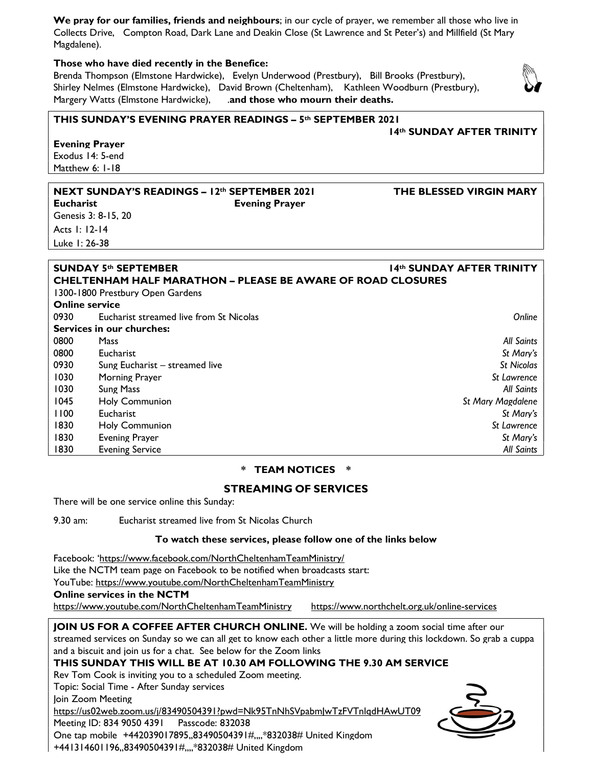**We pray for our families, friends and neighbours**; in our cycle of prayer, we remember all those who live in Collects Drive, Compton Road, Dark Lane and Deakin Close (St Lawrence and St Peter's) and Millfield (St Mary Magdalene).

**Those who have died recently in the Benefice:**
Brenda Thompson (Elmstone Hardwicke), Evelyn Underwood (Prestbury), Bill Brooks (Prestbury), Shirley Nelmes (Elmstone Hardwicke), David Brown (Cheltenham), Kathleen Woodburn (Prestbury), Margery Watts (Elmstone Hardwicke), .**and those who mourn their deaths.**

**THIS SUNDAY'S EVENING PRAYER READINGS – 5th SEPTEMBER 2021**
**14th SUNDAY AFTER TRINITY**

**Evening Prayer**
Exodus 14: 5-end
Matthew 6: 1-18

**NEXT SUNDAY'S READINGS – 12th SEPTEMBER 2021** **THE BLESSED VIRGIN MARY**

| **Eucharist** | **Evening Prayer** |
|---|---|
| Genesis 3: 8-15, 20 | |
| Acts 1: 12-14 | |
| Luke 1: 26-38 | |

**SUNDAY 5th SEPTEMBER** **14th SUNDAY AFTER TRINITY**
**CHELTENHAM HALF MARATHON – PLEASE BE AWARE OF ROAD CLOSURES**
1300-1800 Prestbury Open Gardens

**Online service**

| | | |
|---|---|---|
| 0930 | Eucharist streamed live from St Nicolas | *Online* |

**Services in our churches:**

| | | |
|---|---|---|
| 0800 | Mass | *All Saints* |
| 0800 | Eucharist | *St Mary's* |
| 0930 | Sung Eucharist – streamed live | *St Nicolas* |
| 1030 | Morning Prayer | *St Lawrence* |
| 1030 | Sung Mass | *All Saints* |
| 1045 | Holy Communion | *St Mary Magdalene* |
| 1100 | Eucharist | *St Mary's* |
| 1830 | Holy Communion | *St Lawrence* |
| 1830 | Evening Prayer | *St Mary's* |
| 1830 | Evening Service | *All Saints* |

**\* TEAM NOTICES \***

## STREAMING OF SERVICES

There will be one service online this Sunday:

9.30 am: Eucharist streamed live from St Nicolas Church

**To watch these services, please follow one of the links below**

Facebook: 'https://www.facebook.com/NorthCheltenhamTeamMinistry/
Like the NCTM team page on Facebook to be notified when broadcasts start:
YouTube: https://www.youtube.com/NorthCheltenhamTeamMinistry
**Online services in the NCTM**
https://www.youtube.com/NorthCheltenhamTeamMinistry https://www.northchelt.org.uk/online-services

**JOIN US FOR A COFFEE AFTER CHURCH ONLINE.** We will be holding a zoom social time after our streamed services on Sunday so we can all get to know each other a little more during this lockdown. So grab a cuppa and a biscuit and join us for a chat. See below for the Zoom links
**THIS SUNDAY THIS WILL BE AT 10.30 AM FOLLOWING THE 9.30 AM SERVICE**
Rev Tom Cook is inviting you to a scheduled Zoom meeting.
Topic: Social Time - After Sunday services
Join Zoom Meeting
https://us02web.zoom.us/j/83490504391?pwd=Nk95TnNhSVpabmJwTzFVTnlqdHAwUT09
Meeting ID: 834 9050 4391 Passcode: 832038
One tap mobile +442039017895,,83490504391#,,,,*832038# United Kingdom
+441314601196,,83490504391#,,,,*832038# United Kingdom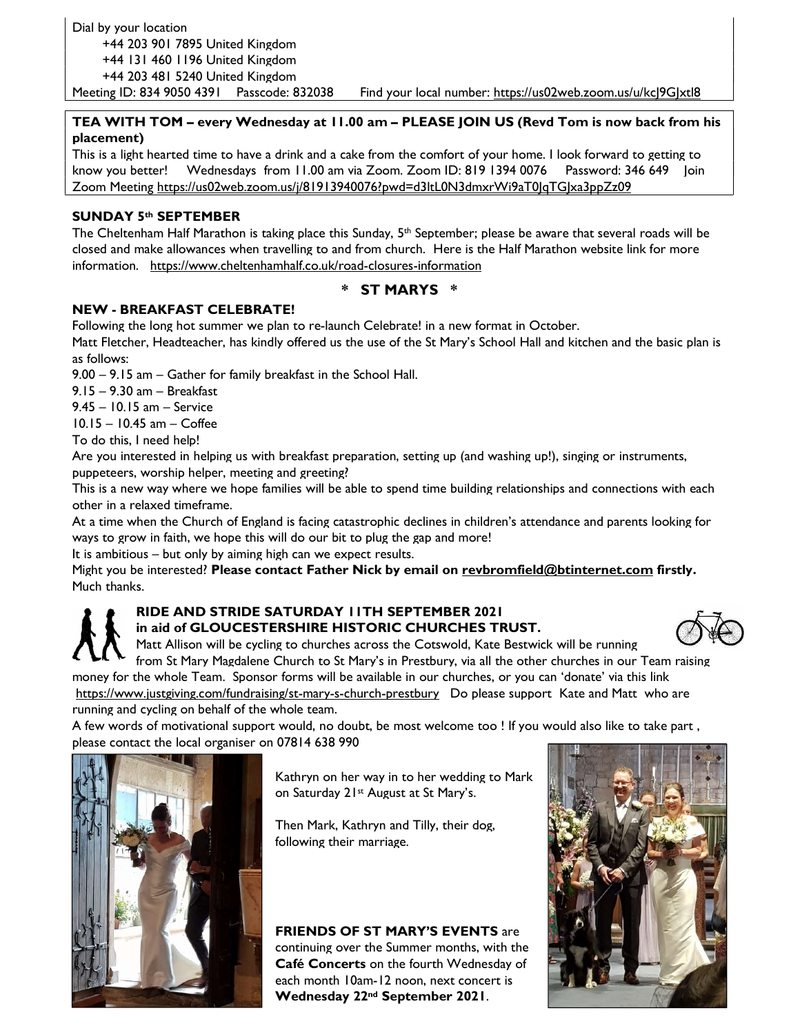Dial by your location

+44 203 901 7895 United Kingdom

+44 131 460 1196 United Kingdom

+44 203 481 5240 United Kingdom

Meeting ID: 834 9050 4391 Passcode: 832038 Find your local number: https://us02web.zoom.us/u/kcJ9GJxtl8

**TEA WITH TOM – every Wednesday at 11.00 am – PLEASE JOIN US (Revd Tom is now back from his placement)**

This is a light hearted time to have a drink and a cake from the comfort of your home. I look forward to getting to know you better! Wednesdays from 11.00 am via Zoom. Zoom ID: 819 1394 0076 Password: 346 649 Join Zoom Meeting https://us02web.zoom.us/j/81913940076?pwd=d3ltL0N3dmxrWi9aT0JqTGJxa3ppZz09

**SUNDAY 5th SEPTEMBER**

The Cheltenham Half Marathon is taking place this Sunday, 5th September; please be aware that several roads will be closed and make allowances when travelling to and from church. Here is the Half Marathon website link for more information. https://www.cheltenhamhalf.co.uk/road-closures-information

## * ST MARYS *

**NEW - BREAKFAST CELEBRATE!**

Following the long hot summer we plan to re-launch Celebrate! in a new format in October.

Matt Fletcher, Headteacher, has kindly offered us the use of the St Mary's School Hall and kitchen and the basic plan is as follows:

9.00 – 9.15 am – Gather for family breakfast in the School Hall.

9.15 – 9.30 am – Breakfast

9.45 – 10.15 am – Service

10.15 – 10.45 am – Coffee

To do this, I need help!

Are you interested in helping us with breakfast preparation, setting up (and washing up!), singing or instruments, puppeteers, worship helper, meeting and greeting?

This is a new way where we hope families will be able to spend time building relationships and connections with each other in a relaxed timeframe.

At a time when the Church of England is facing catastrophic declines in children's attendance and parents looking for ways to grow in faith, we hope this will do our bit to plug the gap and more!

It is ambitious – but only by aiming high can we expect results.

Might you be interested? **Please contact Father Nick by email on revbromfield@btinternet.com firstly.** Much thanks.

**RIDE AND STRIDE SATURDAY 11TH SEPTEMBER 2021 in aid of GLOUCESTERSHIRE HISTORIC CHURCHES TRUST.**

Matt Allison will be cycling to churches across the Cotswold, Kate Bestwick will be running from St Mary Magdalene Church to St Mary's in Prestbury, via all the other churches in our Team raising money for the whole Team. Sponsor forms will be available in our churches, or you can 'donate' via this link https://www.justgiving.com/fundraising/st-mary-s-church-prestbury Do please support Kate and Matt who are running and cycling on behalf of the whole team.

A few words of motivational support would, no doubt, be most welcome too ! If you would also like to take part , please contact the local organiser on 07814 638 990

Kathryn on her way in to her wedding to Mark on Saturday 21st August at St Mary's.

Then Mark, Kathryn and Tilly, their dog, following their marriage.

**FRIENDS OF ST MARY'S EVENTS** are continuing over the Summer months, with the **Café Concerts** on the fourth Wednesday of each month 10am-12 noon, next concert is **Wednesday 22nd September 2021**.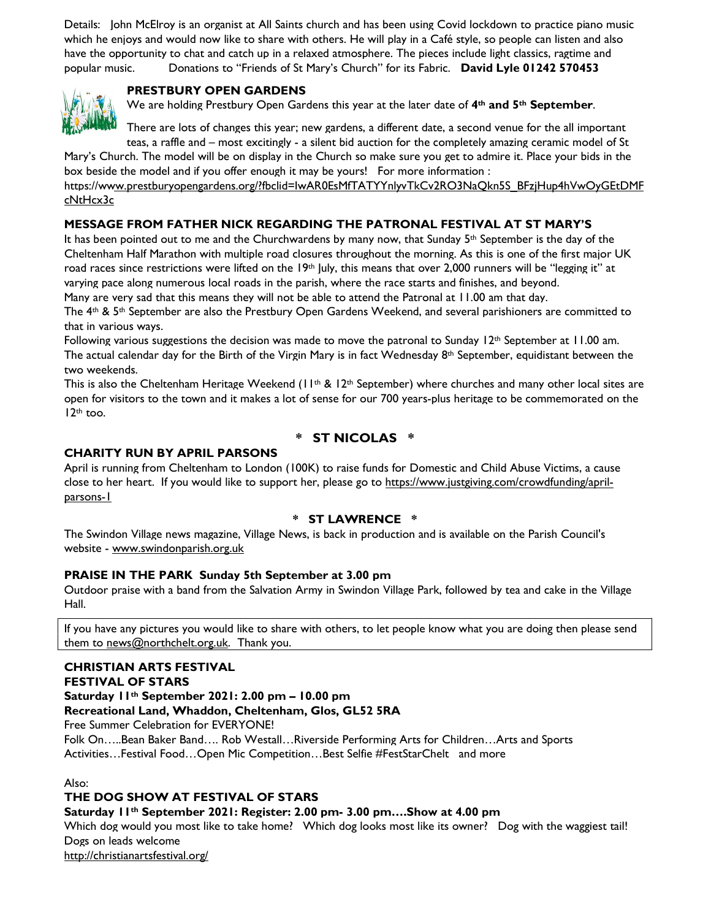Details: John McElroy is an organist at All Saints church and has been using Covid lockdown to practice piano music which he enjoys and would now like to share with others. He will play in a Café style, so people can listen and also have the opportunity to chat and catch up in a relaxed atmosphere. The pieces include light classics, ragtime and popular music. Donations to "Friends of St Mary's Church" for its Fabric. **David Lyle 01242 570453**

### PRESTBURY OPEN GARDENS

We are holding Prestbury Open Gardens this year at the later date of **4th and 5th September**.

There are lots of changes this year; new gardens, a different date, a second venue for the all important teas, a raffle and – most excitingly - a silent bid auction for the completely amazing ceramic model of St Mary's Church. The model will be on display in the Church so make sure you get to admire it. Place your bids in the box beside the model and if you offer enough it may be yours! For more information :
https://www.prestburyopengardens.org/?fbclid=IwAR0EsMfTATYYnlyvTkCv2RO3NaQkn5S_BFzjHup4hVwOyGEtDMFcNtHcx3c

### MESSAGE FROM FATHER NICK REGARDING THE PATRONAL FESTIVAL AT ST MARY'S

It has been pointed out to me and the Churchwardens by many now, that Sunday 5th September is the day of the Cheltenham Half Marathon with multiple road closures throughout the morning. As this is one of the first major UK road races since restrictions were lifted on the 19th July, this means that over 2,000 runners will be "legging it" at varying pace along numerous local roads in the parish, where the race starts and finishes, and beyond.
Many are very sad that this means they will not be able to attend the Patronal at 11.00 am that day.
The 4th & 5th September are also the Prestbury Open Gardens Weekend, and several parishioners are committed to that in various ways.
Following various suggestions the decision was made to move the patronal to Sunday 12th September at 11.00 am. The actual calendar day for the Birth of the Virgin Mary is in fact Wednesday 8th September, equidistant between the two weekends.
This is also the Cheltenham Heritage Weekend (11th & 12th September) where churches and many other local sites are open for visitors to the town and it makes a lot of sense for our 700 years-plus heritage to be commemorated on the 12th too.

## * ST NICOLAS *

### CHARITY RUN BY APRIL PARSONS

April is running from Cheltenham to London (100K) to raise funds for Domestic and Child Abuse Victims, a cause close to her heart. If you would like to support her, please go to https://www.justgiving.com/crowdfunding/april-parsons-1

## * ST LAWRENCE *

The Swindon Village news magazine, Village News, is back in production and is available on the Parish Council's website - www.swindonparish.org.uk

### PRAISE IN THE PARK Sunday 5th September at 3.00 pm

Outdoor praise with a band from the Salvation Army in Swindon Village Park, followed by tea and cake in the Village Hall.

If you have any pictures you would like to share with others, to let people know what you are doing then please send them to news@northchelt.org.uk. Thank you.

### CHRISTIAN ARTS FESTIVAL

**FESTIVAL OF STARS**

**Saturday 11th September 2021: 2.00 pm – 10.00 pm**

**Recreational Land, Whaddon, Cheltenham, Glos, GL52 5RA**

Free Summer Celebration for EVERYONE!

Folk On…..Bean Baker Band…. Rob Westall…Riverside Performing Arts for Children…Arts and Sports Activities…Festival Food…Open Mic Competition…Best Selfie #FestStarChelt and more

Also:

### THE DOG SHOW AT FESTIVAL OF STARS

**Saturday 11th September 2021: Register: 2.00 pm- 3.00 pm….Show at 4.00 pm**

Which dog would you most like to take home? Which dog looks most like its owner? Dog with the waggiest tail!
Dogs on leads welcome
http://christianartsfestival.org/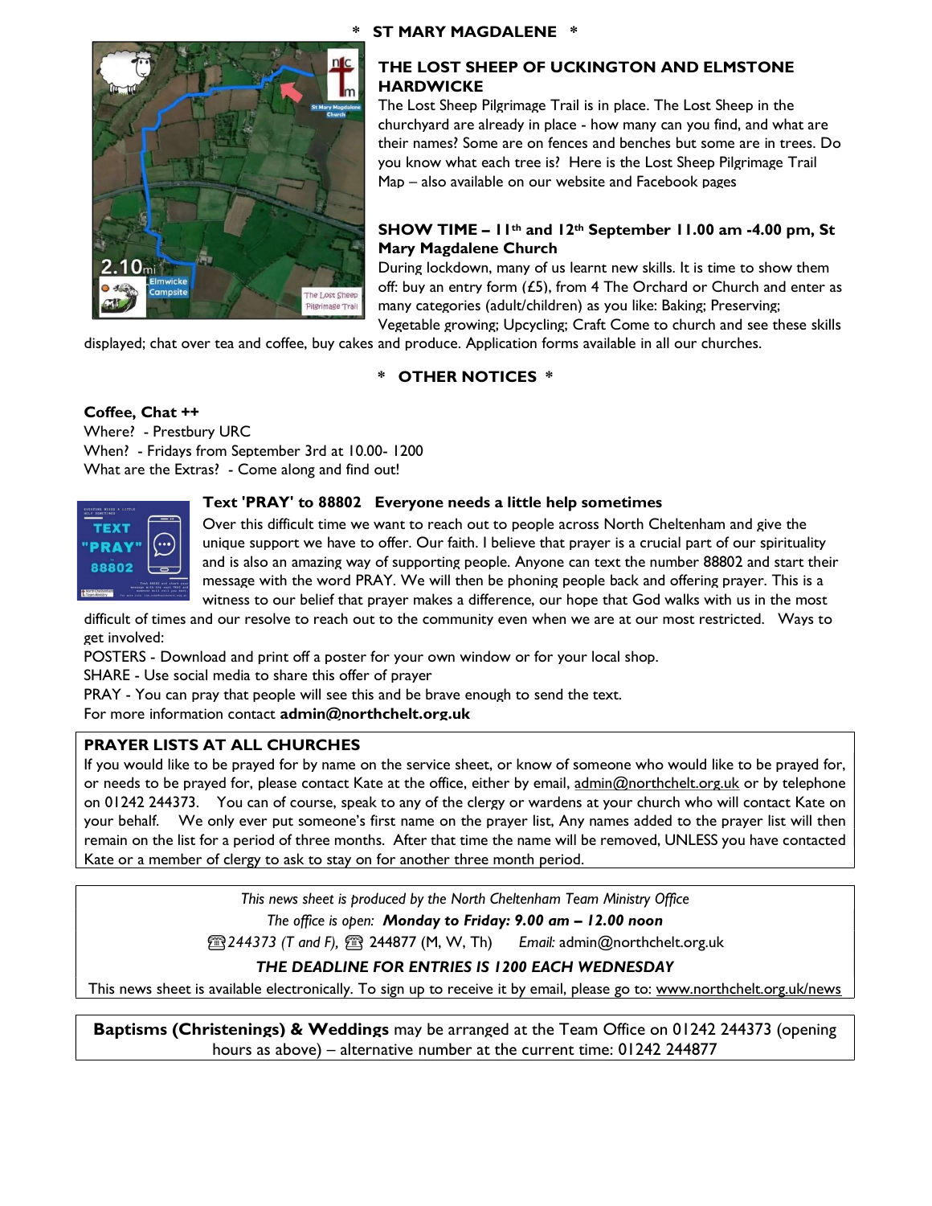## \* ST MARY MAGDALENE \*

### THE LOST SHEEP OF UCKINGTON AND ELMSTONE HARDWICKE

The Lost Sheep Pilgrimage Trail is in place. The Lost Sheep in the churchyard are already in place - how many can you find, and what are their names? Some are on fences and benches but some are in trees. Do you know what each tree is? Here is the Lost Sheep Pilgrimage Trail Map – also available on our website and Facebook pages

### SHOW TIME – 11th and 12th September 11.00 am -4.00 pm, St Mary Magdalene Church

During lockdown, many of us learnt new skills. It is time to show them off: buy an entry form (£5), from 4 The Orchard or Church and enter as many categories (adult/children) as you like: Baking; Preserving; Vegetable growing; Upcycling; Craft Come to church and see these skills displayed; chat over tea and coffee, buy cakes and produce. Application forms available in all our churches.

## \* OTHER NOTICES \*

**Coffee, Chat ++**
Where? - Prestbury URC
When? - Fridays from September 3rd at 10.00- 1200
What are the Extras? - Come along and find out!

**Text 'PRAY' to 88802 Everyone needs a little help sometimes**

Over this difficult time we want to reach out to people across North Cheltenham and give the unique support we have to offer. Our faith. I believe that prayer is a crucial part of our spirituality and is also an amazing way of supporting people. Anyone can text the number 88802 and start their message with the word PRAY. We will then be phoning people back and offering prayer. This is a witness to our belief that prayer makes a difference, our hope that God walks with us in the most difficult of times and our resolve to reach out to the community even when we are at our most restricted. Ways to get involved:

POSTERS - Download and print off a poster for your own window or for your local shop.
SHARE - Use social media to share this offer of prayer
PRAY - You can pray that people will see this and be brave enough to send the text.
For more information contact **admin@northchelt.org.uk**

**PRAYER LISTS AT ALL CHURCHES**

If you would like to be prayed for by name on the service sheet, or know of someone who would like to be prayed for, or needs to be prayed for, please contact Kate at the office, either by email, admin@northchelt.org.uk or by telephone on 01242 244373. You can of course, speak to any of the clergy or wardens at your church who will contact Kate on your behalf. We only ever put someone's first name on the prayer list, Any names added to the prayer list will then remain on the list for a period of three months. After that time the name will be removed, UNLESS you have contacted Kate or a member of clergy to ask to stay on for another three month period.

*This news sheet is produced by the North Cheltenham Team Ministry Office*
*The office is open:* ***Monday to Friday: 9.00 am – 12.00 noon***
☎ *244373 (T and F),* ☎ 244877 (M, W, Th) *Email:* admin@northchelt.org.uk
***THE DEADLINE FOR ENTRIES IS 1200 EACH WEDNESDAY***
This news sheet is available electronically. To sign up to receive it by email, please go to: www.northchelt.org.uk/news

**Baptisms (Christenings) & Weddings** may be arranged at the Team Office on 01242 244373 (opening hours as above) – alternative number at the current time: 01242 244877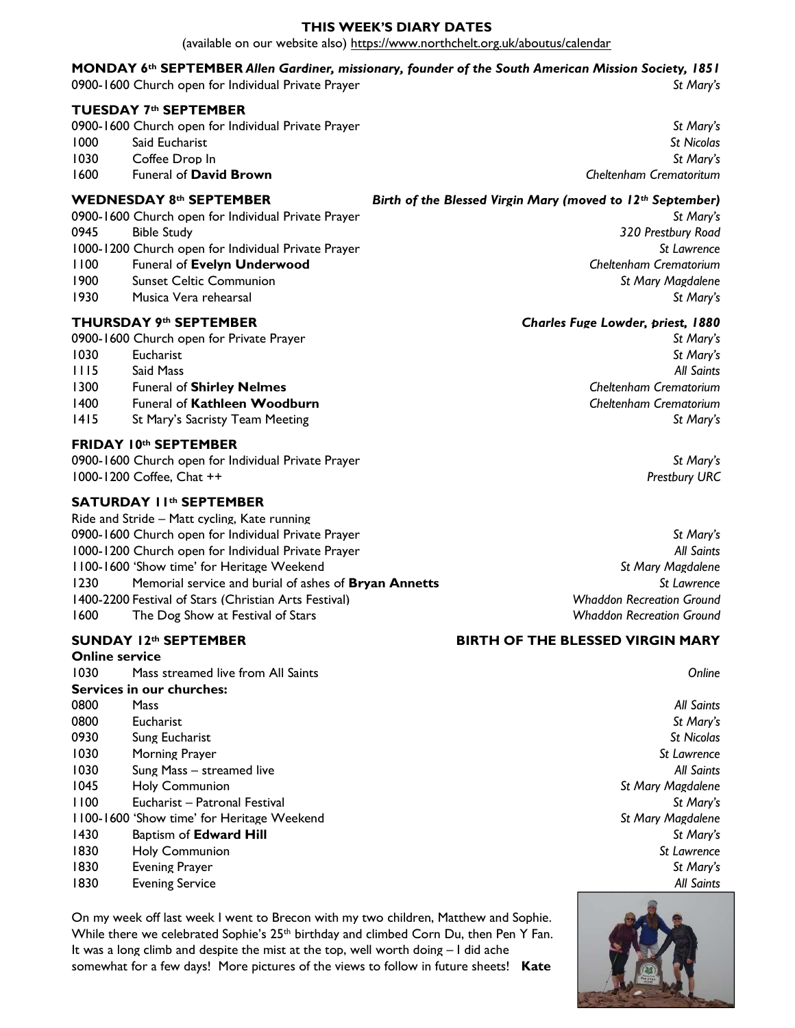## THIS WEEK'S DIARY DATES

(available on our website also) https://www.northchelt.org.uk/aboutus/calendar

**MONDAY 6th SEPTEMBER** ***Allen Gardiner, missionary, founder of the South American Mission Society, 1851***

0900-1600 Church open for Individual Private Prayer — *St Mary's*

**TUESDAY 7th SEPTEMBER**

0900-1600 Church open for Individual Private Prayer — *St Mary's*
1000 Said Eucharist — *St Nicolas*
1030 Coffee Drop In — *St Mary's*
1600 Funeral of **David Brown** — *Cheltenham Crematoritum*

**WEDNESDAY 8th SEPTEMBER** ***Birth of the Blessed Virgin Mary (moved to 12th September)***

0900-1600 Church open for Individual Private Prayer — *St Mary's*
0945 Bible Study — *320 Prestbury Road*
1000-1200 Church open for Individual Private Prayer — *St Lawrence*
1100 Funeral of **Evelyn Underwood** — *Cheltenham Crematorium*
1900 Sunset Celtic Communion — *St Mary Magdalene*
1930 Musica Vera rehearsal — *St Mary's*

**THURSDAY 9th SEPTEMBER** ***Charles Fuge Lowder, priest, 1880***

0900-1600 Church open for Private Prayer — *St Mary's*
1030 Eucharist — *St Mary's*
1115 Said Mass — *All Saints*
1300 Funeral of **Shirley Nelmes** — *Cheltenham Crematorium*
1400 Funeral of **Kathleen Woodburn** — *Cheltenham Crematorium*
1415 St Mary's Sacristy Team Meeting — *St Mary's*

**FRIDAY 10th SEPTEMBER**

0900-1600 Church open for Individual Private Prayer — *St Mary's*
1000-1200 Coffee, Chat ++ — *Prestbury URC*

**SATURDAY 11th SEPTEMBER**

Ride and Stride – Matt cycling, Kate running
0900-1600 Church open for Individual Private Prayer — *St Mary's*
1000-1200 Church open for Individual Private Prayer — *All Saints*
1100-1600 'Show time' for Heritage Weekend — *St Mary Magdalene*
1230 Memorial service and burial of ashes of **Bryan Annetts** — *St Lawrence*
1400-2200 Festival of Stars (Christian Arts Festival) — *Whaddon Recreation Ground*
1600 The Dog Show at Festival of Stars — *Whaddon Recreation Ground*

**SUNDAY 12th SEPTEMBER** **BIRTH OF THE BLESSED VIRGIN MARY**

**Online service**

1030 Mass streamed live from All Saints — *Online*

**Services in our churches:**

0800 Mass — *All Saints*
0800 Eucharist — *St Mary's*
0930 Sung Eucharist — *St Nicolas*
1030 Morning Prayer — *St Lawrence*
1030 Sung Mass – streamed live — *All Saints*
1045 Holy Communion — *St Mary Magdalene*
1100 Eucharist – Patronal Festival — *St Mary's*
1100-1600 'Show time' for Heritage Weekend — *St Mary Magdalene*
1430 Baptism of **Edward Hill** — *St Mary's*
1830 Holy Communion — *St Lawrence*
1830 Evening Prayer — *St Mary's*
1830 Evening Service — *All Saints*

On my week off last week I went to Brecon with my two children, Matthew and Sophie. While there we celebrated Sophie's 25th birthday and climbed Corn Du, then Pen Y Fan. It was a long climb and despite the mist at the top, well worth doing – I did ache somewhat for a few days! More pictures of the views to follow in future sheets! **Kate**